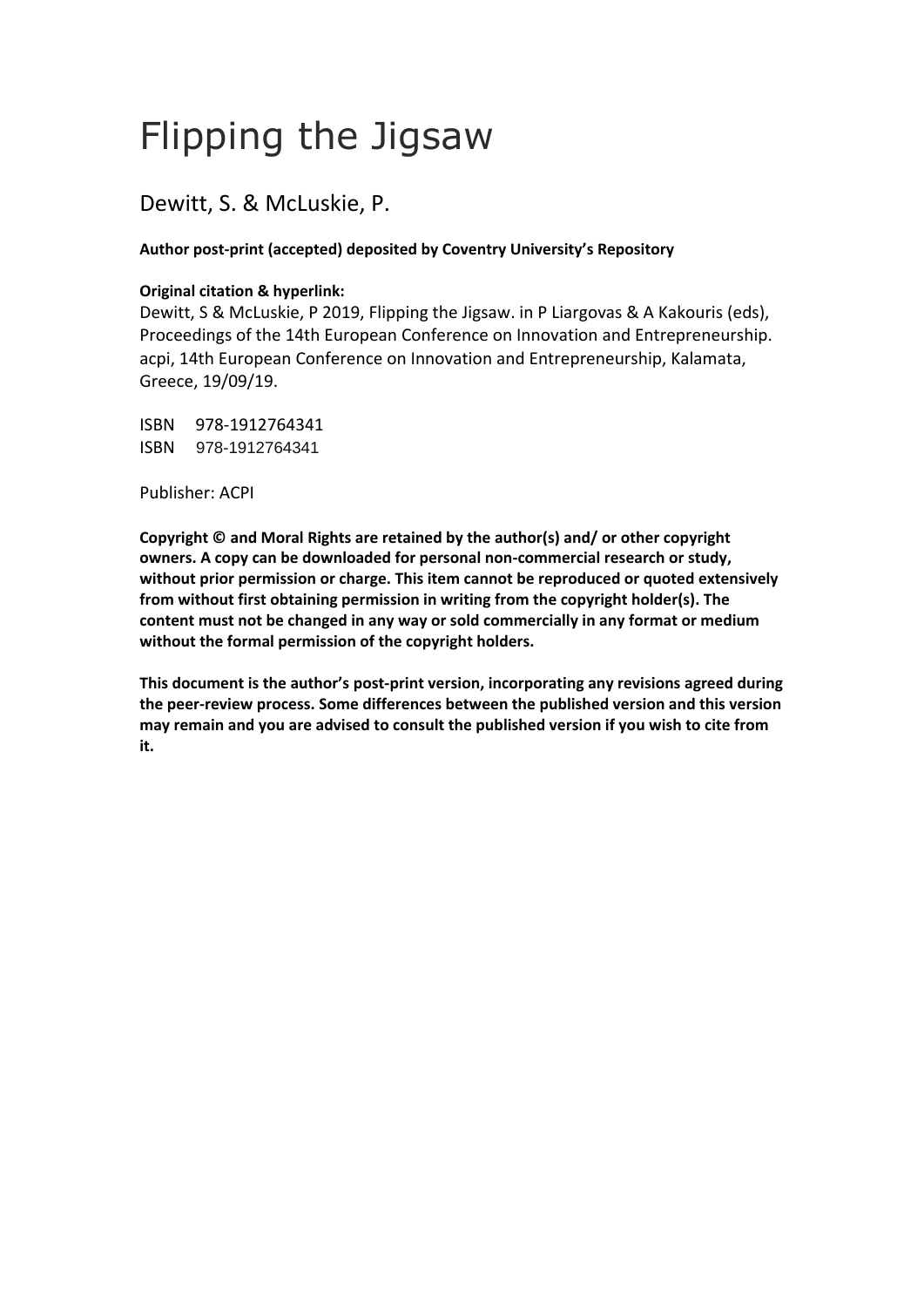# Flipping the Jigsaw

Dewitt, S. & McLuskie, P.

**Author post-print (accepted) deposited by Coventry University's Repository**

**Original citation & hyperlink:**
Dewitt, S & McLuskie, P 2019, Flipping the Jigsaw. in P Liargovas & A Kakouris (eds), Proceedings of the 14th European Conference on Innovation and Entrepreneurship. acpi, 14th European Conference on Innovation and Entrepreneurship, Kalamata, Greece, 19/09/19.

ISBN 978-1912764341
ISBN 978-1912764341

Publisher: ACPI

**Copyright © and Moral Rights are retained by the author(s) and/ or other copyright owners. A copy can be downloaded for personal non-commercial research or study, without prior permission or charge. This item cannot be reproduced or quoted extensively from without first obtaining permission in writing from the copyright holder(s). The content must not be changed in any way or sold commercially in any format or medium without the formal permission of the copyright holders.**

**This document is the author's post-print version, incorporating any revisions agreed during the peer-review process. Some differences between the published version and this version may remain and you are advised to consult the published version if you wish to cite from it.**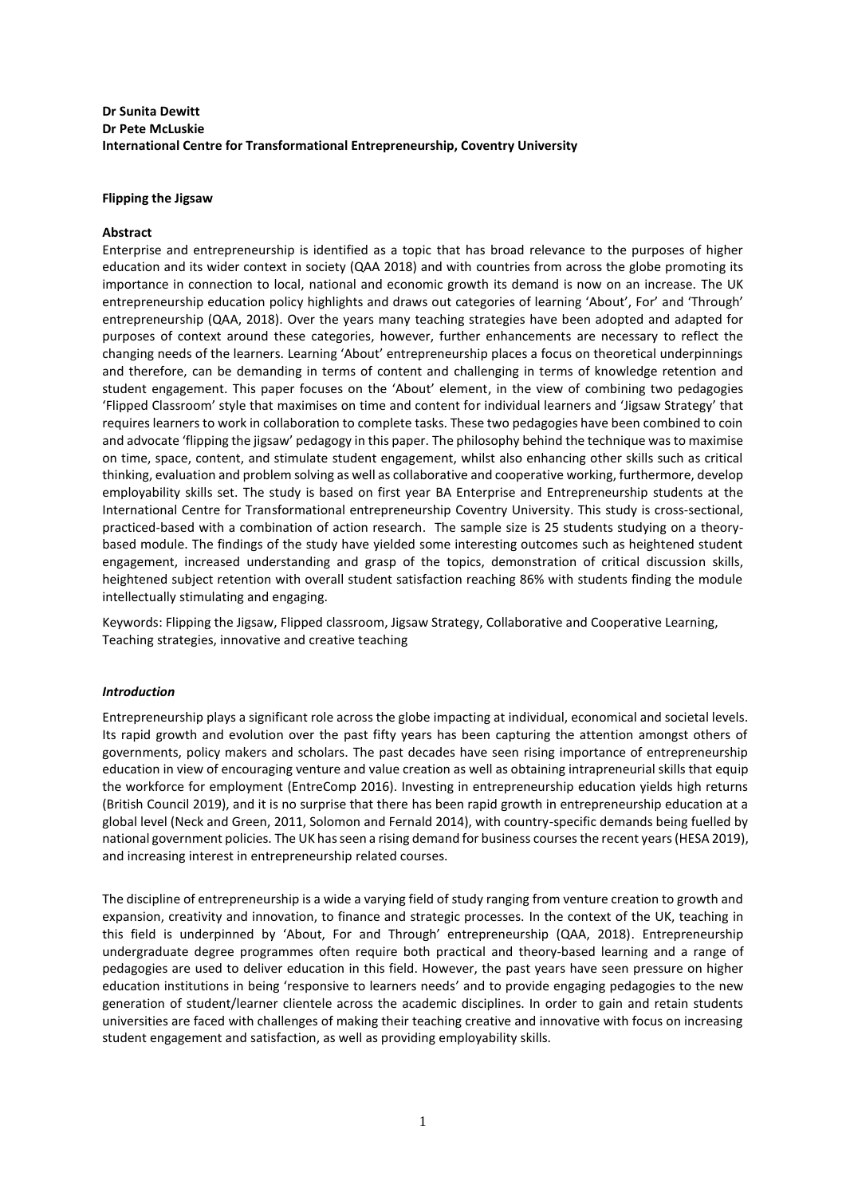**Dr Sunita Dewitt**
**Dr Pete McLuskie**
**International Centre for Transformational Entrepreneurship, Coventry University**

**Flipping the Jigsaw**

**Abstract**

Enterprise and entrepreneurship is identified as a topic that has broad relevance to the purposes of higher education and its wider context in society (QAA 2018) and with countries from across the globe promoting its importance in connection to local, national and economic growth its demand is now on an increase. The UK entrepreneurship education policy highlights and draws out categories of learning 'About', For' and 'Through' entrepreneurship (QAA, 2018). Over the years many teaching strategies have been adopted and adapted for purposes of context around these categories, however, further enhancements are necessary to reflect the changing needs of the learners. Learning 'About' entrepreneurship places a focus on theoretical underpinnings and therefore, can be demanding in terms of content and challenging in terms of knowledge retention and student engagement. This paper focuses on the 'About' element, in the view of combining two pedagogies 'Flipped Classroom' style that maximises on time and content for individual learners and 'Jigsaw Strategy' that requires learners to work in collaboration to complete tasks. These two pedagogies have been combined to coin and advocate 'flipping the jigsaw' pedagogy in this paper. The philosophy behind the technique was to maximise on time, space, content, and stimulate student engagement, whilst also enhancing other skills such as critical thinking, evaluation and problem solving as well as collaborative and cooperative working, furthermore, develop employability skills set. The study is based on first year BA Enterprise and Entrepreneurship students at the International Centre for Transformational entrepreneurship Coventry University. This study is cross-sectional, practiced-based with a combination of action research. The sample size is 25 students studying on a theory-based module. The findings of the study have yielded some interesting outcomes such as heightened student engagement, increased understanding and grasp of the topics, demonstration of critical discussion skills, heightened subject retention with overall student satisfaction reaching 86% with students finding the module intellectually stimulating and engaging.

Keywords: Flipping the Jigsaw, Flipped classroom, Jigsaw Strategy, Collaborative and Cooperative Learning, Teaching strategies, innovative and creative teaching

### *Introduction*

Entrepreneurship plays a significant role across the globe impacting at individual, economical and societal levels. Its rapid growth and evolution over the past fifty years has been capturing the attention amongst others of governments, policy makers and scholars. The past decades have seen rising importance of entrepreneurship education in view of encouraging venture and value creation as well as obtaining intrapreneurial skills that equip the workforce for employment (EntreComp 2016). Investing in entrepreneurship education yields high returns (British Council 2019), and it is no surprise that there has been rapid growth in entrepreneurship education at a global level (Neck and Green, 2011, Solomon and Fernald 2014), with country-specific demands being fuelled by national government policies. The UK has seen a rising demand for business courses the recent years (HESA 2019), and increasing interest in entrepreneurship related courses.

The discipline of entrepreneurship is a wide a varying field of study ranging from venture creation to growth and expansion, creativity and innovation, to finance and strategic processes. In the context of the UK, teaching in this field is underpinned by 'About, For and Through' entrepreneurship (QAA, 2018). Entrepreneurship undergraduate degree programmes often require both practical and theory-based learning and a range of pedagogies are used to deliver education in this field. However, the past years have seen pressure on higher education institutions in being 'responsive to learners needs' and to provide engaging pedagogies to the new generation of student/learner clientele across the academic disciplines. In order to gain and retain students universities are faced with challenges of making their teaching creative and innovative with focus on increasing student engagement and satisfaction, as well as providing employability skills.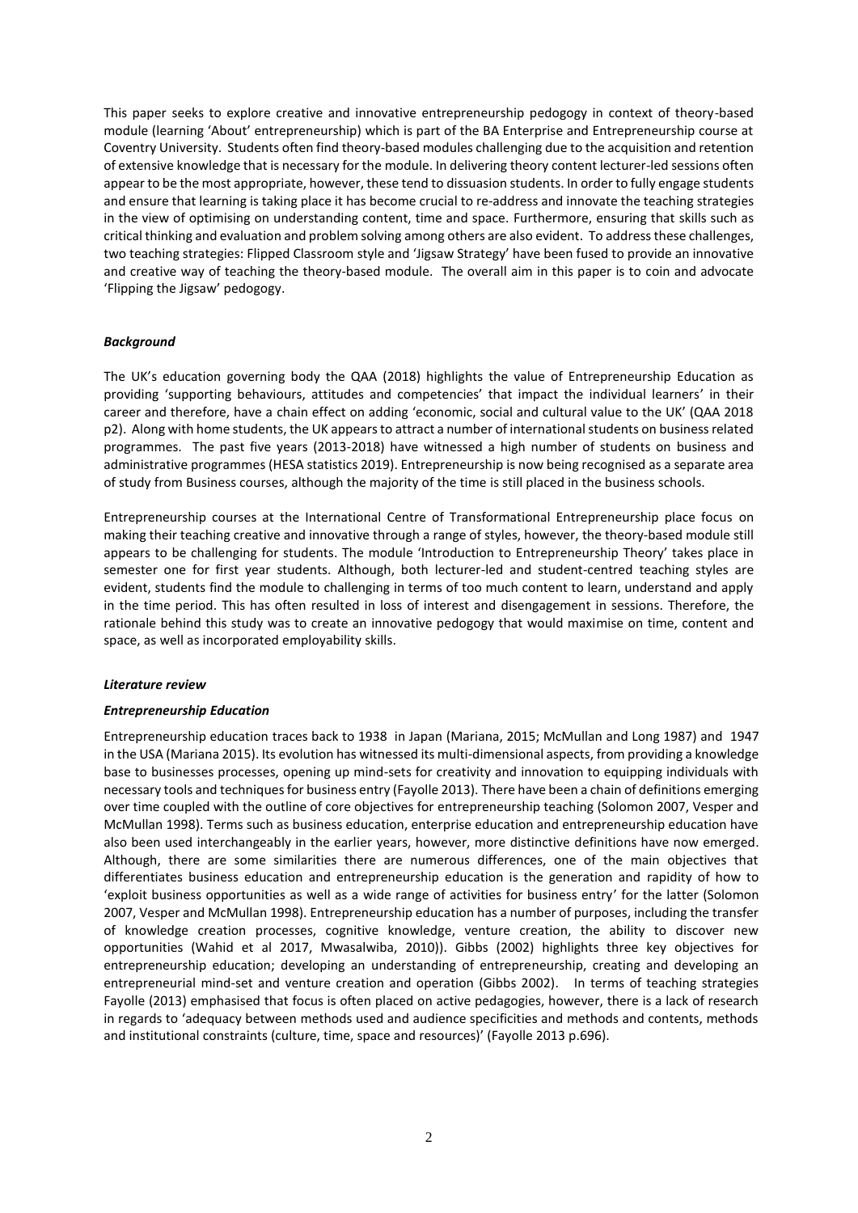This paper seeks to explore creative and innovative entrepreneurship pedogogy in context of theory-based module (learning 'About' entrepreneurship) which is part of the BA Enterprise and Entrepreneurship course at Coventry University. Students often find theory-based modules challenging due to the acquisition and retention of extensive knowledge that is necessary for the module. In delivering theory content lecturer-led sessions often appear to be the most appropriate, however, these tend to dissuasion students. In order to fully engage students and ensure that learning is taking place it has become crucial to re-address and innovate the teaching strategies in the view of optimising on understanding content, time and space. Furthermore, ensuring that skills such as critical thinking and evaluation and problem solving among others are also evident. To address these challenges, two teaching strategies: Flipped Classroom style and 'Jigsaw Strategy' have been fused to provide an innovative and creative way of teaching the theory-based module. The overall aim in this paper is to coin and advocate 'Flipping the Jigsaw' pedogogy.

***Background***

The UK's education governing body the QAA (2018) highlights the value of Entrepreneurship Education as providing 'supporting behaviours, attitudes and competencies' that impact the individual learners' in their career and therefore, have a chain effect on adding 'economic, social and cultural value to the UK' (QAA 2018 p2). Along with home students, the UK appears to attract a number of international students on business related programmes. The past five years (2013-2018) have witnessed a high number of students on business and administrative programmes (HESA statistics 2019). Entrepreneurship is now being recognised as a separate area of study from Business courses, although the majority of the time is still placed in the business schools.

Entrepreneurship courses at the International Centre of Transformational Entrepreneurship place focus on making their teaching creative and innovative through a range of styles, however, the theory-based module still appears to be challenging for students. The module 'Introduction to Entrepreneurship Theory' takes place in semester one for first year students. Although, both lecturer-led and student-centred teaching styles are evident, students find the module to challenging in terms of too much content to learn, understand and apply in the time period. This has often resulted in loss of interest and disengagement in sessions. Therefore, the rationale behind this study was to create an innovative pedogogy that would maximise on time, content and space, as well as incorporated employability skills.

***Literature review***

***Entrepreneurship Education***

Entrepreneurship education traces back to 1938 in Japan (Mariana, 2015; McMullan and Long 1987) and 1947 in the USA (Mariana 2015). Its evolution has witnessed its multi-dimensional aspects, from providing a knowledge base to businesses processes, opening up mind-sets for creativity and innovation to equipping individuals with necessary tools and techniques for business entry (Fayolle 2013). There have been a chain of definitions emerging over time coupled with the outline of core objectives for entrepreneurship teaching (Solomon 2007, Vesper and McMullan 1998). Terms such as business education, enterprise education and entrepreneurship education have also been used interchangeably in the earlier years, however, more distinctive definitions have now emerged. Although, there are some similarities there are numerous differences, one of the main objectives that differentiates business education and entrepreneurship education is the generation and rapidity of how to 'exploit business opportunities as well as a wide range of activities for business entry' for the latter (Solomon 2007, Vesper and McMullan 1998). Entrepreneurship education has a number of purposes, including the transfer of knowledge creation processes, cognitive knowledge, venture creation, the ability to discover new opportunities (Wahid et al 2017, Mwasalwiba, 2010)). Gibbs (2002) highlights three key objectives for entrepreneurship education; developing an understanding of entrepreneurship, creating and developing an entrepreneurial mind-set and venture creation and operation (Gibbs 2002). In terms of teaching strategies Fayolle (2013) emphasised that focus is often placed on active pedagogies, however, there is a lack of research in regards to 'adequacy between methods used and audience specificities and methods and contents, methods and institutional constraints (culture, time, space and resources)' (Fayolle 2013 p.696).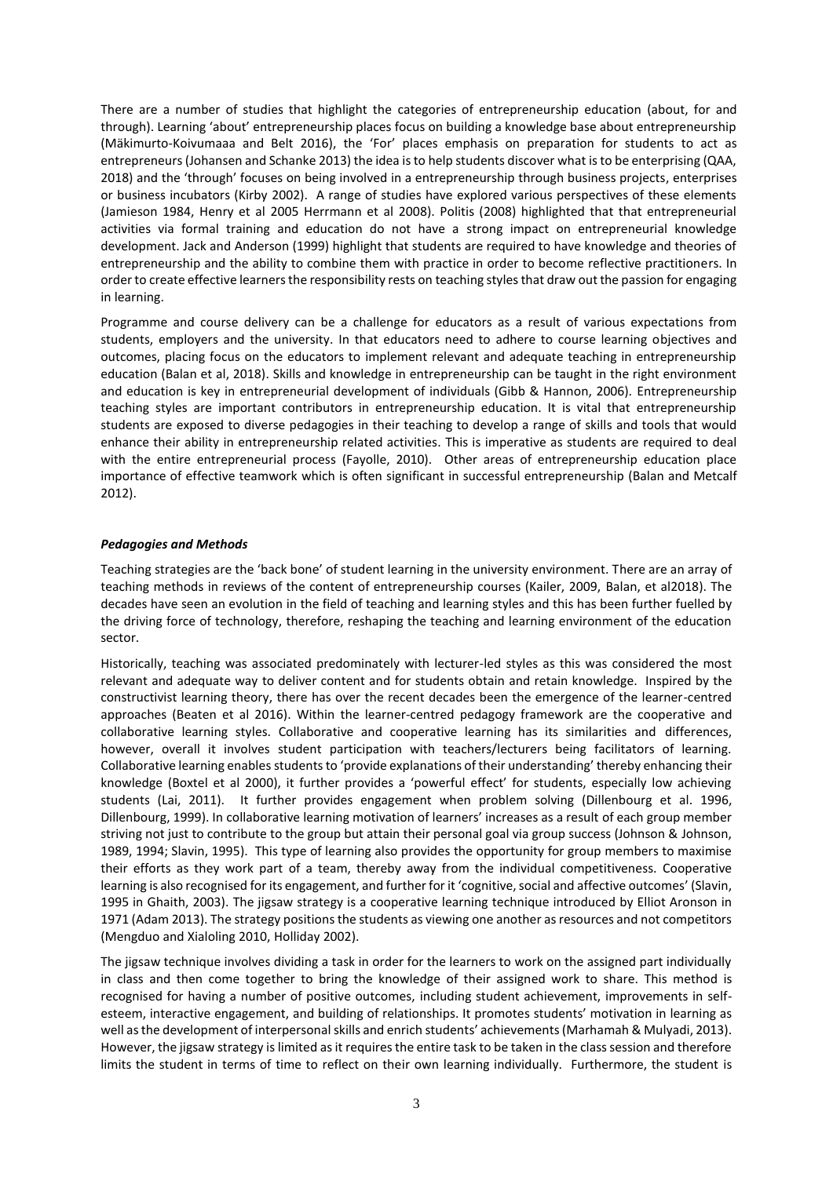There are a number of studies that highlight the categories of entrepreneurship education (about, for and through). Learning 'about' entrepreneurship places focus on building a knowledge base about entrepreneurship (Mäkimurto-Koivumaaa and Belt 2016), the 'For' places emphasis on preparation for students to act as entrepreneurs (Johansen and Schanke 2013) the idea is to help students discover what is to be enterprising (QAA, 2018) and the 'through' focuses on being involved in a entrepreneurship through business projects, enterprises or business incubators (Kirby 2002). A range of studies have explored various perspectives of these elements (Jamieson 1984, Henry et al 2005 Herrmann et al 2008). Politis (2008) highlighted that that entrepreneurial activities via formal training and education do not have a strong impact on entrepreneurial knowledge development. Jack and Anderson (1999) highlight that students are required to have knowledge and theories of entrepreneurship and the ability to combine them with practice in order to become reflective practitioners. In order to create effective learners the responsibility rests on teaching styles that draw out the passion for engaging in learning.

Programme and course delivery can be a challenge for educators as a result of various expectations from students, employers and the university. In that educators need to adhere to course learning objectives and outcomes, placing focus on the educators to implement relevant and adequate teaching in entrepreneurship education (Balan et al, 2018). Skills and knowledge in entrepreneurship can be taught in the right environment and education is key in entrepreneurial development of individuals (Gibb & Hannon, 2006). Entrepreneurship teaching styles are important contributors in entrepreneurship education. It is vital that entrepreneurship students are exposed to diverse pedagogies in their teaching to develop a range of skills and tools that would enhance their ability in entrepreneurship related activities. This is imperative as students are required to deal with the entire entrepreneurial process (Fayolle, 2010). Other areas of entrepreneurship education place importance of effective teamwork which is often significant in successful entrepreneurship (Balan and Metcalf 2012).

***Pedagogies and Methods***

Teaching strategies are the 'back bone' of student learning in the university environment. There are an array of teaching methods in reviews of the content of entrepreneurship courses (Kailer, 2009, Balan, et al2018). The decades have seen an evolution in the field of teaching and learning styles and this has been further fuelled by the driving force of technology, therefore, reshaping the teaching and learning environment of the education sector.

Historically, teaching was associated predominately with lecturer-led styles as this was considered the most relevant and adequate way to deliver content and for students obtain and retain knowledge. Inspired by the constructivist learning theory, there has over the recent decades been the emergence of the learner-centred approaches (Beaten et al 2016). Within the learner-centred pedagogy framework are the cooperative and collaborative learning styles. Collaborative and cooperative learning has its similarities and differences, however, overall it involves student participation with teachers/lecturers being facilitators of learning. Collaborative learning enables students to 'provide explanations of their understanding' thereby enhancing their knowledge (Boxtel et al 2000), it further provides a 'powerful effect' for students, especially low achieving students (Lai, 2011). It further provides engagement when problem solving (Dillenbourg et al. 1996, Dillenbourg, 1999). In collaborative learning motivation of learners' increases as a result of each group member striving not just to contribute to the group but attain their personal goal via group success (Johnson & Johnson, 1989, 1994; Slavin, 1995). This type of learning also provides the opportunity for group members to maximise their efforts as they work part of a team, thereby away from the individual competitiveness. Cooperative learning is also recognised for its engagement, and further for it 'cognitive, social and affective outcomes' (Slavin, 1995 in Ghaith, 2003). The jigsaw strategy is a cooperative learning technique introduced by Elliot Aronson in 1971 (Adam 2013). The strategy positions the students as viewing one another as resources and not competitors (Mengduo and Xialoling 2010, Holliday 2002).

The jigsaw technique involves dividing a task in order for the learners to work on the assigned part individually in class and then come together to bring the knowledge of their assigned work to share. This method is recognised for having a number of positive outcomes, including student achievement, improvements in self-esteem, interactive engagement, and building of relationships. It promotes students' motivation in learning as well as the development of interpersonal skills and enrich students' achievements (Marhamah & Mulyadi, 2013). However, the jigsaw strategy is limited as it requires the entire task to be taken in the class session and therefore limits the student in terms of time to reflect on their own learning individually. Furthermore, the student is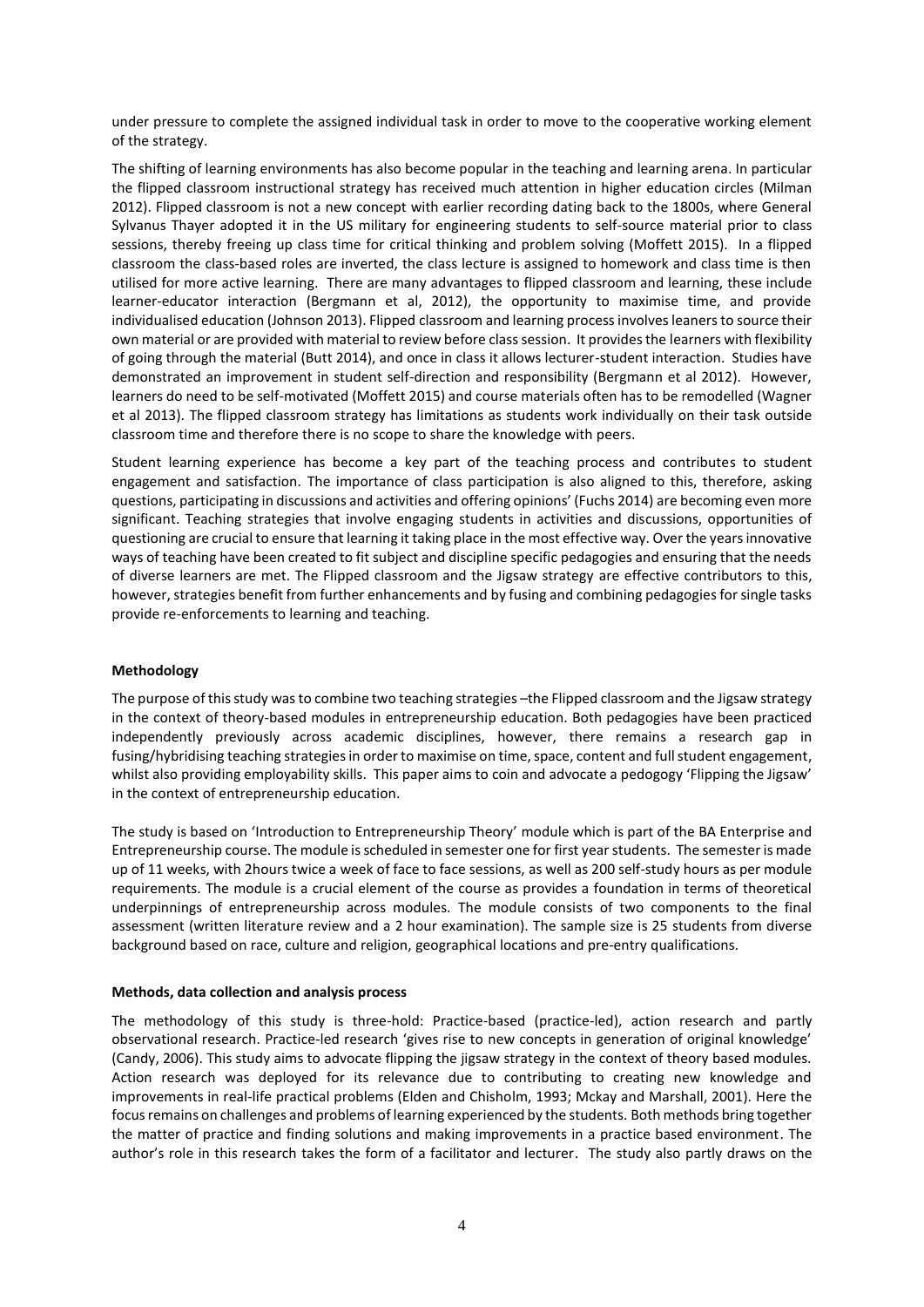under pressure to complete the assigned individual task in order to move to the cooperative working element of the strategy.

The shifting of learning environments has also become popular in the teaching and learning arena. In particular the flipped classroom instructional strategy has received much attention in higher education circles (Milman 2012). Flipped classroom is not a new concept with earlier recording dating back to the 1800s, where General Sylvanus Thayer adopted it in the US military for engineering students to self-source material prior to class sessions, thereby freeing up class time for critical thinking and problem solving (Moffett 2015). In a flipped classroom the class-based roles are inverted, the class lecture is assigned to homework and class time is then utilised for more active learning. There are many advantages to flipped classroom and learning, these include learner-educator interaction (Bergmann et al, 2012), the opportunity to maximise time, and provide individualised education (Johnson 2013). Flipped classroom and learning process involves leaners to source their own material or are provided with material to review before class session. It provides the learners with flexibility of going through the material (Butt 2014), and once in class it allows lecturer-student interaction. Studies have demonstrated an improvement in student self-direction and responsibility (Bergmann et al 2012). However, learners do need to be self-motivated (Moffett 2015) and course materials often has to be remodelled (Wagner et al 2013). The flipped classroom strategy has limitations as students work individually on their task outside classroom time and therefore there is no scope to share the knowledge with peers.

Student learning experience has become a key part of the teaching process and contributes to student engagement and satisfaction. The importance of class participation is also aligned to this, therefore, asking questions, participating in discussions and activities and offering opinions' (Fuchs 2014) are becoming even more significant. Teaching strategies that involve engaging students in activities and discussions, opportunities of questioning are crucial to ensure that learning it taking place in the most effective way. Over the years innovative ways of teaching have been created to fit subject and discipline specific pedagogies and ensuring that the needs of diverse learners are met. The Flipped classroom and the Jigsaw strategy are effective contributors to this, however, strategies benefit from further enhancements and by fusing and combining pedagogies for single tasks provide re-enforcements to learning and teaching.

**Methodology**

The purpose of this study was to combine two teaching strategies –the Flipped classroom and the Jigsaw strategy in the context of theory-based modules in entrepreneurship education. Both pedagogies have been practiced independently previously across academic disciplines, however, there remains a research gap in fusing/hybridising teaching strategies in order to maximise on time, space, content and full student engagement, whilst also providing employability skills. This paper aims to coin and advocate a pedogogy 'Flipping the Jigsaw' in the context of entrepreneurship education.

The study is based on 'Introduction to Entrepreneurship Theory' module which is part of the BA Enterprise and Entrepreneurship course. The module is scheduled in semester one for first year students. The semester is made up of 11 weeks, with 2hours twice a week of face to face sessions, as well as 200 self-study hours as per module requirements. The module is a crucial element of the course as provides a foundation in terms of theoretical underpinnings of entrepreneurship across modules. The module consists of two components to the final assessment (written literature review and a 2 hour examination). The sample size is 25 students from diverse background based on race, culture and religion, geographical locations and pre-entry qualifications.

**Methods, data collection and analysis process**

The methodology of this study is three-hold: Practice-based (practice-led), action research and partly observational research. Practice-led research 'gives rise to new concepts in generation of original knowledge' (Candy, 2006). This study aims to advocate flipping the jigsaw strategy in the context of theory based modules. Action research was deployed for its relevance due to contributing to creating new knowledge and improvements in real-life practical problems (Elden and Chisholm, 1993; Mckay and Marshall, 2001). Here the focus remains on challenges and problems of learning experienced by the students. Both methods bring together the matter of practice and finding solutions and making improvements in a practice based environment. The author's role in this research takes the form of a facilitator and lecturer. The study also partly draws on the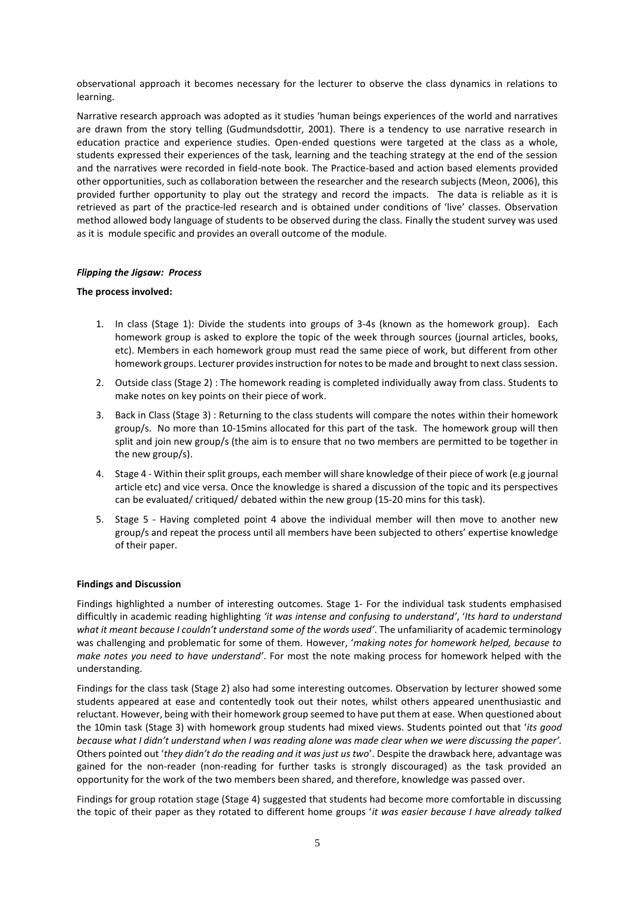observational approach it becomes necessary for the lecturer to observe the class dynamics in relations to learning.

Narrative research approach was adopted as it studies 'human beings experiences of the world and narratives are drawn from the story telling (Gudmundsdottir, 2001). There is a tendency to use narrative research in education practice and experience studies. Open-ended questions were targeted at the class as a whole, students expressed their experiences of the task, learning and the teaching strategy at the end of the session and the narratives were recorded in field-note book. The Practice-based and action based elements provided other opportunities, such as collaboration between the researcher and the research subjects (Meon, 2006), this provided further opportunity to play out the strategy and record the impacts. The data is reliable as it is retrieved as part of the practice-led research and is obtained under conditions of 'live' classes. Observation method allowed body language of students to be observed during the class. Finally the student survey was used as it is module specific and provides an overall outcome of the module.

***Flipping the Jigsaw: Process***

**The process involved:**

1. In class (Stage 1): Divide the students into groups of 3-4s (known as the homework group). Each homework group is asked to explore the topic of the week through sources (journal articles, books, etc). Members in each homework group must read the same piece of work, but different from other homework groups. Lecturer provides instruction for notes to be made and brought to next class session.
2. Outside class (Stage 2) : The homework reading is completed individually away from class. Students to make notes on key points on their piece of work.
3. Back in Class (Stage 3) : Returning to the class students will compare the notes within their homework group/s. No more than 10-15mins allocated for this part of the task. The homework group will then split and join new group/s (the aim is to ensure that no two members are permitted to be together in the new group/s).
4. Stage 4 - Within their split groups, each member will share knowledge of their piece of work (e.g journal article etc) and vice versa. Once the knowledge is shared a discussion of the topic and its perspectives can be evaluated/ critiqued/ debated within the new group (15-20 mins for this task).
5. Stage 5 - Having completed point 4 above the individual member will then move to another new group/s and repeat the process until all members have been subjected to others' expertise knowledge of their paper.

**Findings and Discussion**

Findings highlighted a number of interesting outcomes. Stage 1- For the individual task students emphasised difficultly in academic reading highlighting *'it was intense and confusing to understand'*, '*Its hard to understand what it meant because I couldn't understand some of the words used'*. The unfamiliarity of academic terminology was challenging and problematic for some of them. However, '*making notes for homework helped, because to make notes you need to have understand'*. For most the note making process for homework helped with the understanding.

Findings for the class task (Stage 2) also had some interesting outcomes. Observation by lecturer showed some students appeared at ease and contentedly took out their notes, whilst others appeared unenthusiastic and reluctant. However, being with their homework group seemed to have put them at ease. When questioned about the 10min task (Stage 3) with homework group students had mixed views. Students pointed out that '*its good because what I didn't understand when I was reading alone was made clear when we were discussing the paper'*. Others pointed out '*they didn't do the reading and it was just us two*'. Despite the drawback here, advantage was gained for the non-reader (non-reading for further tasks is strongly discouraged) as the task provided an opportunity for the work of the two members been shared, and therefore, knowledge was passed over.

Findings for group rotation stage (Stage 4) suggested that students had become more comfortable in discussing the topic of their paper as they rotated to different home groups '*it was easier because I have already talked*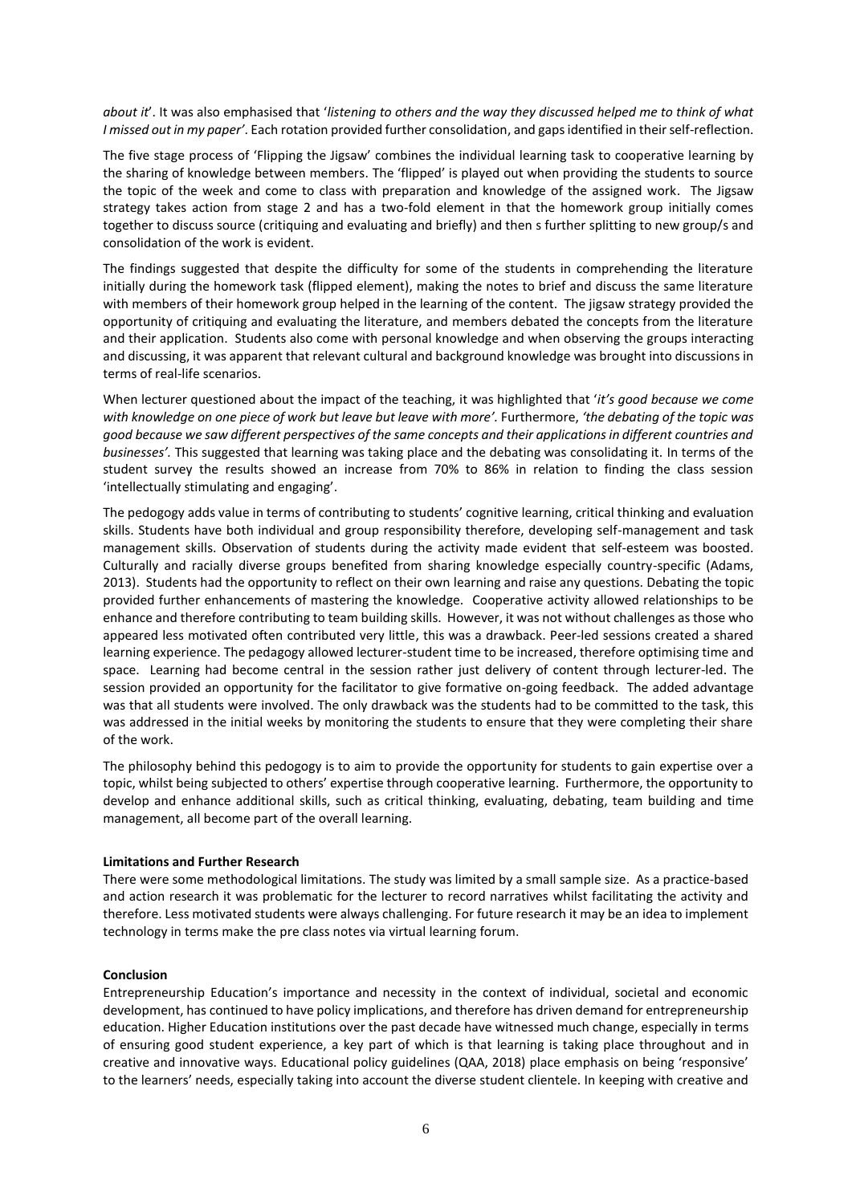*about it*'. It was also emphasised that '*listening to others and the way they discussed helped me to think of what I missed out in my paper'*. Each rotation provided further consolidation, and gaps identified in their self-reflection.

The five stage process of 'Flipping the Jigsaw' combines the individual learning task to cooperative learning by the sharing of knowledge between members. The 'flipped' is played out when providing the students to source the topic of the week and come to class with preparation and knowledge of the assigned work. The Jigsaw strategy takes action from stage 2 and has a two-fold element in that the homework group initially comes together to discuss source (critiquing and evaluating and briefly) and then s further splitting to new group/s and consolidation of the work is evident.

The findings suggested that despite the difficulty for some of the students in comprehending the literature initially during the homework task (flipped element), making the notes to brief and discuss the same literature with members of their homework group helped in the learning of the content. The jigsaw strategy provided the opportunity of critiquing and evaluating the literature, and members debated the concepts from the literature and their application. Students also come with personal knowledge and when observing the groups interacting and discussing, it was apparent that relevant cultural and background knowledge was brought into discussions in terms of real-life scenarios.

When lecturer questioned about the impact of the teaching, it was highlighted that '*it's good because we come with knowledge on one piece of work but leave but leave with more'*. Furthermore, *'the debating of the topic was good because we saw different perspectives of the same concepts and their applications in different countries and businesses'.* This suggested that learning was taking place and the debating was consolidating it. In terms of the student survey the results showed an increase from 70% to 86% in relation to finding the class session 'intellectually stimulating and engaging'.

The pedogogy adds value in terms of contributing to students' cognitive learning, critical thinking and evaluation skills. Students have both individual and group responsibility therefore, developing self-management and task management skills. Observation of students during the activity made evident that self-esteem was boosted. Culturally and racially diverse groups benefited from sharing knowledge especially country-specific (Adams, 2013). Students had the opportunity to reflect on their own learning and raise any questions. Debating the topic provided further enhancements of mastering the knowledge. Cooperative activity allowed relationships to be enhance and therefore contributing to team building skills. However, it was not without challenges as those who appeared less motivated often contributed very little, this was a drawback. Peer-led sessions created a shared learning experience. The pedagogy allowed lecturer-student time to be increased, therefore optimising time and space. Learning had become central in the session rather just delivery of content through lecturer-led. The session provided an opportunity for the facilitator to give formative on-going feedback. The added advantage was that all students were involved. The only drawback was the students had to be committed to the task, this was addressed in the initial weeks by monitoring the students to ensure that they were completing their share of the work.

The philosophy behind this pedogogy is to aim to provide the opportunity for students to gain expertise over a topic, whilst being subjected to others' expertise through cooperative learning. Furthermore, the opportunity to develop and enhance additional skills, such as critical thinking, evaluating, debating, team building and time management, all become part of the overall learning.

**Limitations and Further Research**

There were some methodological limitations. The study was limited by a small sample size. As a practice-based and action research it was problematic for the lecturer to record narratives whilst facilitating the activity and therefore. Less motivated students were always challenging. For future research it may be an idea to implement technology in terms make the pre class notes via virtual learning forum.

**Conclusion**

Entrepreneurship Education's importance and necessity in the context of individual, societal and economic development, has continued to have policy implications, and therefore has driven demand for entrepreneurship education. Higher Education institutions over the past decade have witnessed much change, especially in terms of ensuring good student experience, a key part of which is that learning is taking place throughout and in creative and innovative ways. Educational policy guidelines (QAA, 2018) place emphasis on being 'responsive' to the learners' needs, especially taking into account the diverse student clientele. In keeping with creative and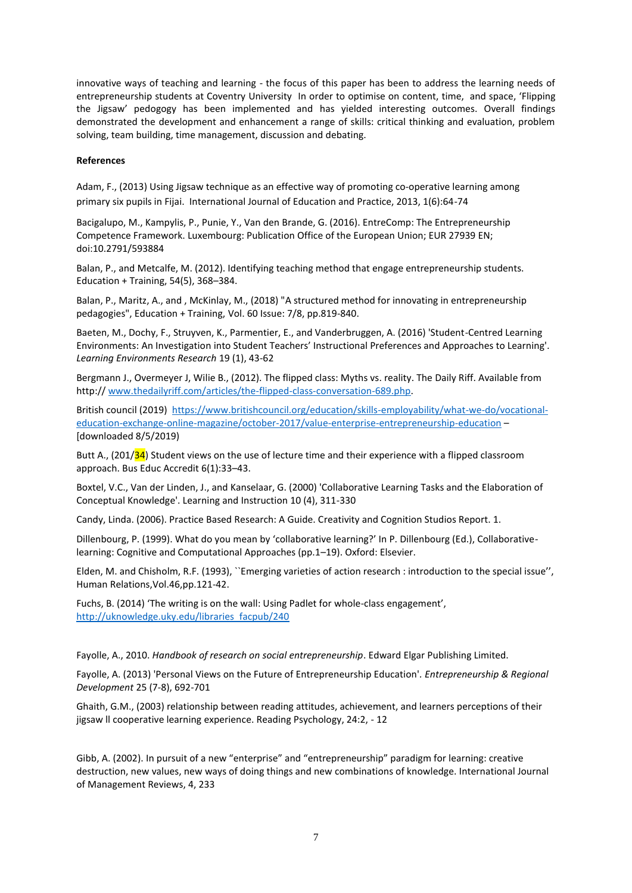innovative ways of teaching and learning - the focus of this paper has been to address the learning needs of entrepreneurship students at Coventry University In order to optimise on content, time, and space, 'Flipping the Jigsaw' pedogogy has been implemented and has yielded interesting outcomes. Overall findings demonstrated the development and enhancement a range of skills: critical thinking and evaluation, problem solving, team building, time management, discussion and debating.

**References**

Adam, F., (2013) Using Jigsaw technique as an effective way of promoting co-operative learning among primary six pupils in Fijai. International Journal of Education and Practice, 2013, 1(6):64-74

Bacigalupo, M., Kampylis, P., Punie, Y., Van den Brande, G. (2016). EntreComp: The Entrepreneurship Competence Framework. Luxembourg: Publication Office of the European Union; EUR 27939 EN; doi:10.2791/593884

Balan, P., and Metcalfe, M. (2012). Identifying teaching method that engage entrepreneurship students. Education + Training, 54(5), 368–384.

Balan, P., Maritz, A., and , McKinlay, M., (2018) "A structured method for innovating in entrepreneurship pedagogies", Education + Training, Vol. 60 Issue: 7/8, pp.819-840.

Baeten, M., Dochy, F., Struyven, K., Parmentier, E., and Vanderbruggen, A. (2016) 'Student-Centred Learning Environments: An Investigation into Student Teachers' Instructional Preferences and Approaches to Learning'. *Learning Environments Research* 19 (1), 43-62

Bergmann J., Overmeyer J, Wilie B., (2012). The flipped class: Myths vs. reality. The Daily Riff. Available from http:// www.thedailyriff.com/articles/the-flipped-class-conversation-689.php.

British council (2019) https://www.britishcouncil.org/education/skills-employability/what-we-do/vocational-education-exchange-online-magazine/october-2017/value-enterprise-entrepreneurship-education – [downloaded 8/5/2019)

Butt A., (201/34) Student views on the use of lecture time and their experience with a flipped classroom approach. Bus Educ Accredit 6(1):33–43.

Boxtel, V.C., Van der Linden, J., and Kanselaar, G. (2000) 'Collaborative Learning Tasks and the Elaboration of Conceptual Knowledge'. Learning and Instruction 10 (4), 311-330

Candy, Linda. (2006). Practice Based Research: A Guide. Creativity and Cognition Studios Report. 1.

Dillenbourg, P. (1999). What do you mean by 'collaborative learning?' In P. Dillenbourg (Ed.), Collaborative-learning: Cognitive and Computational Approaches (pp.1–19). Oxford: Elsevier.

Elden, M. and Chisholm, R.F. (1993), ``Emerging varieties of action research : introduction to the special issue'', Human Relations,Vol.46,pp.121-42.

Fuchs, B. (2014) 'The writing is on the wall: Using Padlet for whole-class engagement', http://uknowledge.uky.edu/libraries_facpub/240

Fayolle, A., 2010. *Handbook of research on social entrepreneurship*. Edward Elgar Publishing Limited.

Fayolle, A. (2013) 'Personal Views on the Future of Entrepreneurship Education'. *Entrepreneurship & Regional Development* 25 (7-8), 692-701

Ghaith, G.M., (2003) relationship between reading attitudes, achievement, and learners perceptions of their jigsaw ll cooperative learning experience. Reading Psychology, 24:2, - 12

Gibb, A. (2002). In pursuit of a new "enterprise" and "entrepreneurship" paradigm for learning: creative destruction, new values, new ways of doing things and new combinations of knowledge. International Journal of Management Reviews, 4, 233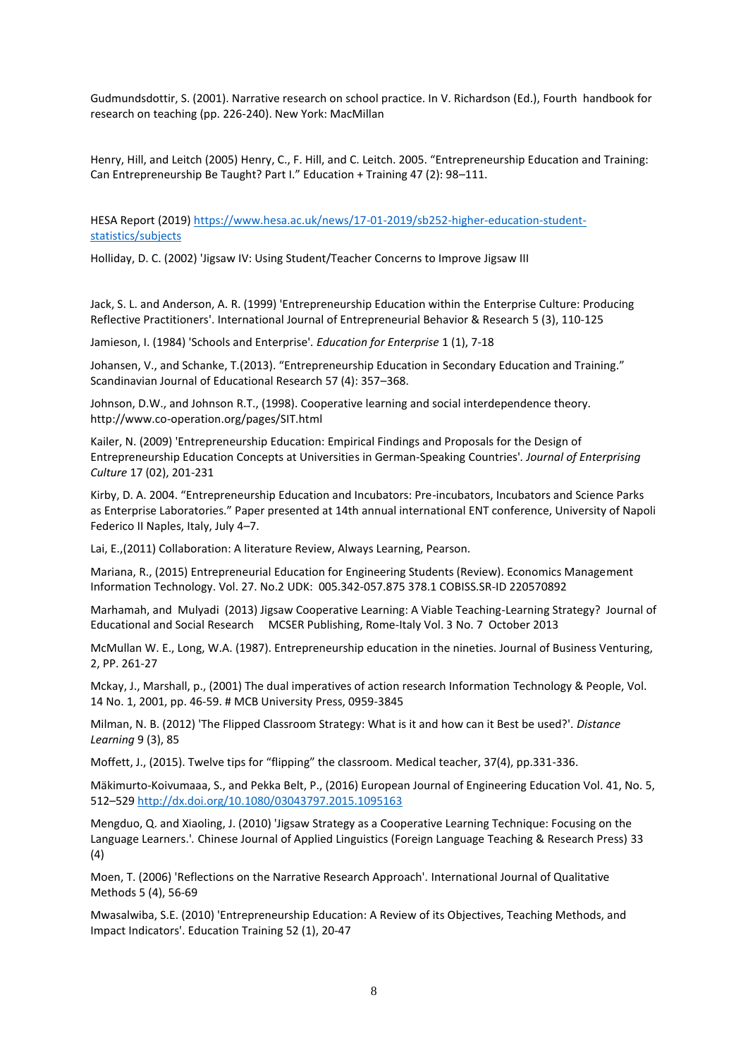Gudmundsdottir, S. (2001). Narrative research on school practice. In V. Richardson (Ed.), Fourth handbook for research on teaching (pp. 226-240). New York: MacMillan

Henry, Hill, and Leitch (2005) Henry, C., F. Hill, and C. Leitch. 2005. "Entrepreneurship Education and Training: Can Entrepreneurship Be Taught? Part I." Education + Training 47 (2): 98–111.

HESA Report (2019) https://www.hesa.ac.uk/news/17-01-2019/sb252-higher-education-student-statistics/subjects

Holliday, D. C. (2002) 'Jigsaw IV: Using Student/Teacher Concerns to Improve Jigsaw III

Jack, S. L. and Anderson, A. R. (1999) 'Entrepreneurship Education within the Enterprise Culture: Producing Reflective Practitioners'. International Journal of Entrepreneurial Behavior & Research 5 (3), 110-125

Jamieson, I. (1984) 'Schools and Enterprise'. *Education for Enterprise* 1 (1), 7-18

Johansen, V., and Schanke, T.(2013). "Entrepreneurship Education in Secondary Education and Training." Scandinavian Journal of Educational Research 57 (4): 357–368.

Johnson, D.W., and Johnson R.T., (1998). Cooperative learning and social interdependence theory. http://www.co-operation.org/pages/SIT.html

Kailer, N. (2009) 'Entrepreneurship Education: Empirical Findings and Proposals for the Design of Entrepreneurship Education Concepts at Universities in German-Speaking Countries'. *Journal of Enterprising Culture* 17 (02), 201-231

Kirby, D. A. 2004. "Entrepreneurship Education and Incubators: Pre-incubators, Incubators and Science Parks as Enterprise Laboratories." Paper presented at 14th annual international ENT conference, University of Napoli Federico II Naples, Italy, July 4–7.

Lai, E.,(2011) Collaboration: A literature Review, Always Learning, Pearson.

Mariana, R., (2015) Entrepreneurial Education for Engineering Students (Review). Economics Management Information Technology. Vol. 27. No.2 UDK: 005.342-057.875 378.1 COBISS.SR-ID 220570892

Marhamah, and Mulyadi (2013) Jigsaw Cooperative Learning: A Viable Teaching-Learning Strategy? Journal of Educational and Social Research MCSER Publishing, Rome-Italy Vol. 3 No. 7 October 2013

McMullan W. E., Long, W.A. (1987). Entrepreneurship education in the nineties. Journal of Business Venturing, 2, PP. 261-27

Mckay, J., Marshall, p., (2001) The dual imperatives of action research Information Technology & People, Vol. 14 No. 1, 2001, pp. 46-59. # MCB University Press, 0959-3845

Milman, N. B. (2012) 'The Flipped Classroom Strategy: What is it and how can it Best be used?'. *Distance Learning* 9 (3), 85

Moffett, J., (2015). Twelve tips for "flipping" the classroom. Medical teacher, 37(4), pp.331-336.

Mäkimurto-Koivumaaa, S., and Pekka Belt, P., (2016) European Journal of Engineering Education Vol. 41, No. 5, 512–529 http://dx.doi.org/10.1080/03043797.2015.1095163

Mengduo, Q. and Xiaoling, J. (2010) 'Jigsaw Strategy as a Cooperative Learning Technique: Focusing on the Language Learners.'. Chinese Journal of Applied Linguistics (Foreign Language Teaching & Research Press) 33 (4)

Moen, T. (2006) 'Reflections on the Narrative Research Approach'. International Journal of Qualitative Methods 5 (4), 56-69

Mwasalwiba, S.E. (2010) 'Entrepreneurship Education: A Review of its Objectives, Teaching Methods, and Impact Indicators'. Education Training 52 (1), 20-47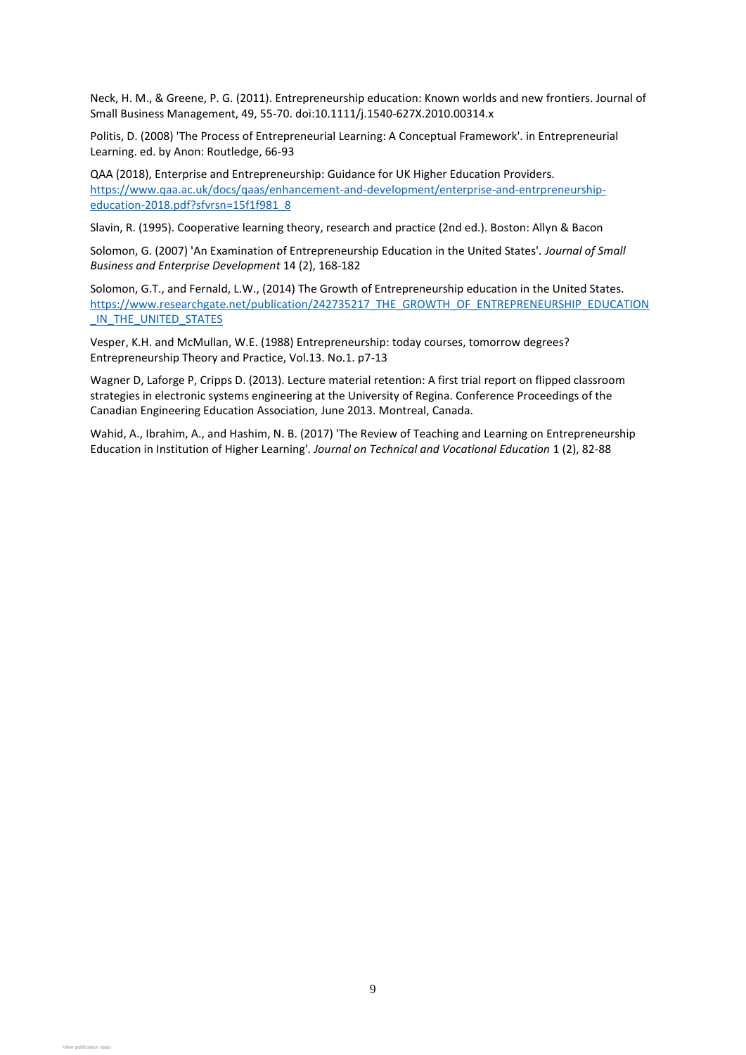Neck, H. M., & Greene, P. G. (2011). Entrepreneurship education: Known worlds and new frontiers. Journal of Small Business Management, 49, 55-70. doi:10.1111/j.1540-627X.2010.00314.x

Politis, D. (2008) 'The Process of Entrepreneurial Learning: A Conceptual Framework'. in Entrepreneurial Learning. ed. by Anon: Routledge, 66-93

QAA (2018), Enterprise and Entrepreneurship: Guidance for UK Higher Education Providers. https://www.qaa.ac.uk/docs/qaas/enhancement-and-development/enterprise-and-entrpreneurship-education-2018.pdf?sfvrsn=15f1f981_8

Slavin, R. (1995). Cooperative learning theory, research and practice (2nd ed.). Boston: Allyn & Bacon

Solomon, G. (2007) 'An Examination of Entrepreneurship Education in the United States'. *Journal of Small Business and Enterprise Development* 14 (2), 168-182

Solomon, G.T., and Fernald, L.W., (2014) The Growth of Entrepreneurship education in the United States. https://www.researchgate.net/publication/242735217_THE_GROWTH_OF_ENTREPRENEURSHIP_EDUCATION_IN_THE_UNITED_STATES

Vesper, K.H. and McMullan, W.E. (1988) Entrepreneurship: today courses, tomorrow degrees? Entrepreneurship Theory and Practice, Vol.13. No.1. p7-13

Wagner D, Laforge P, Cripps D. (2013). Lecture material retention: A first trial report on flipped classroom strategies in electronic systems engineering at the University of Regina. Conference Proceedings of the Canadian Engineering Education Association, June 2013. Montreal, Canada.

Wahid, A., Ibrahim, A., and Hashim, N. B. (2017) 'The Review of Teaching and Learning on Entrepreneurship Education in Institution of Higher Learning'. *Journal on Technical and Vocational Education* 1 (2), 82-88